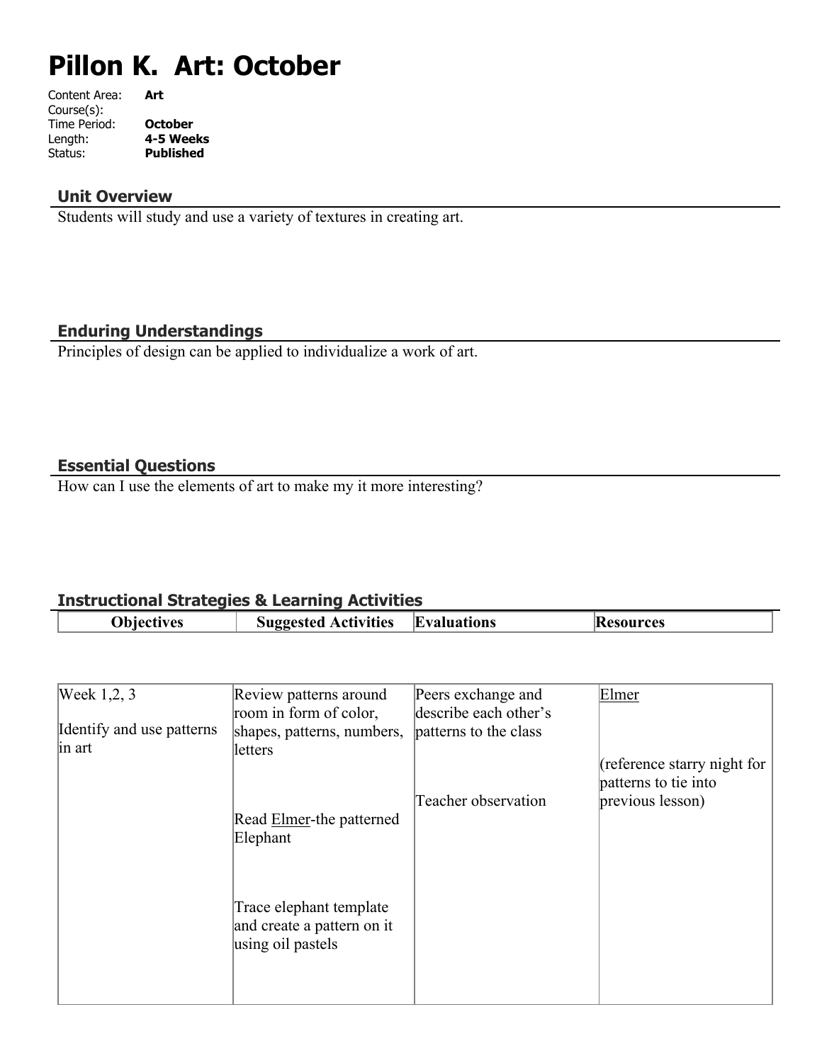# Pillon K. Art: October

Content Area: **Art**
Course(s):
Time Period: **October**
Length: **4-5 Weeks**
Status: **Published**

## Unit Overview

Students will study and use a variety of textures in creating art.

## Enduring Understandings

Principles of design can be applied to individualize a work of art.

## Essential Questions

How can I use the elements of art to make my it more interesting?

## Instructional Strategies & Learning Activities

| Objectives | Suggested Activities | Evaluations | Resources |
|---|---|---|---|
| Week 1,2, 3<br><br>Identify and use patterns in art | Review patterns around room in form of color, shapes, patterns, numbers, letters<br><br>Read Elmer-the patterned Elephant<br><br>Trace elephant template and create a pattern on it using oil pastels | Peers exchange and describe each other's patterns to the class<br><br>Teacher observation | Elmer<br><br>(reference starry night for patterns to tie into previous lesson) |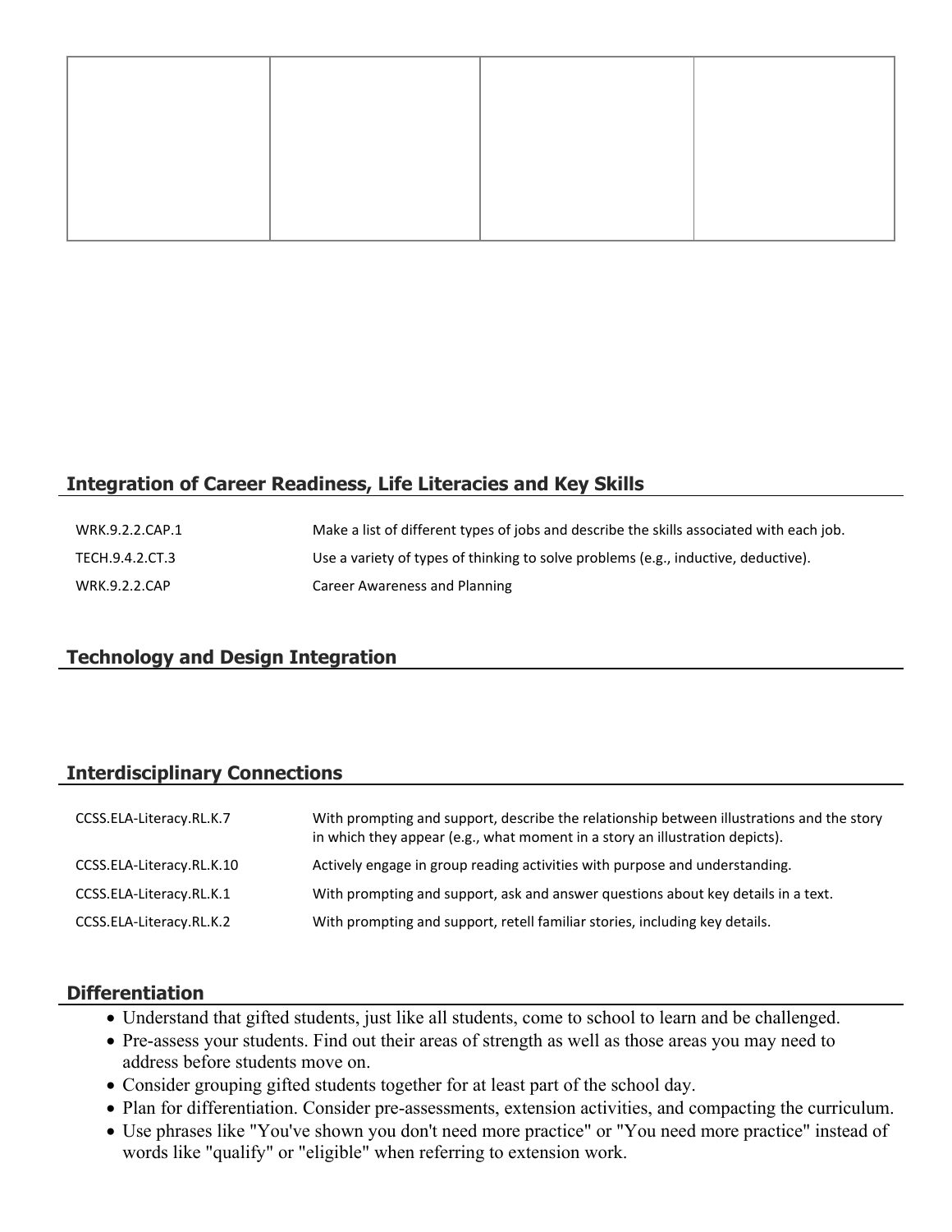|  |  |  |  |
| --- | --- | --- | --- |
|  |  |  |  |

## Integration of Career Readiness, Life Literacies and Key Skills

| | |
| --- | --- |
| WRK.9.2.2.CAP.1 | Make a list of different types of jobs and describe the skills associated with each job. |
| TECH.9.4.2.CT.3 | Use a variety of types of thinking to solve problems (e.g., inductive, deductive). |
| WRK.9.2.2.CAP | Career Awareness and Planning |

## Technology and Design Integration

## Interdisciplinary Connections

| | |
| --- | --- |
| CCSS.ELA-Literacy.RL.K.7 | With prompting and support, describe the relationship between illustrations and the story in which they appear (e.g., what moment in a story an illustration depicts). |
| CCSS.ELA-Literacy.RL.K.10 | Actively engage in group reading activities with purpose and understanding. |
| CCSS.ELA-Literacy.RL.K.1 | With prompting and support, ask and answer questions about key details in a text. |
| CCSS.ELA-Literacy.RL.K.2 | With prompting and support, retell familiar stories, including key details. |

## Differentiation

- Understand that gifted students, just like all students, come to school to learn and be challenged.
- Pre-assess your students. Find out their areas of strength as well as those areas you may need to address before students move on.
- Consider grouping gifted students together for at least part of the school day.
- Plan for differentiation. Consider pre-assessments, extension activities, and compacting the curriculum.
- Use phrases like "You've shown you don't need more practice" or "You need more practice" instead of words like "qualify" or "eligible" when referring to extension work.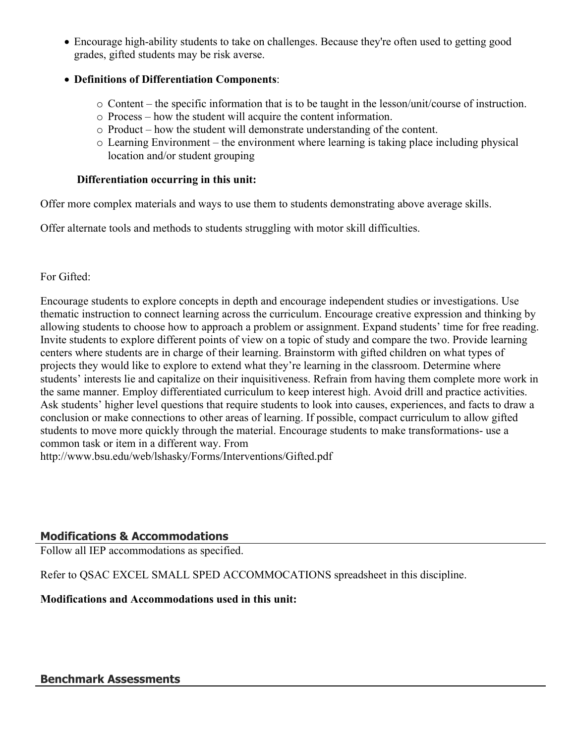- Encourage high-ability students to take on challenges. Because they're often used to getting good grades, gifted students may be risk averse.
- **Definitions of Differentiation Components**:
  - Content – the specific information that is to be taught in the lesson/unit/course of instruction.
  - Process – how the student will acquire the content information.
  - Product – how the student will demonstrate understanding of the content.
  - Learning Environment – the environment where learning is taking place including physical location and/or student grouping

**Differentiation occurring in this unit:**

Offer more complex materials and ways to use them to students demonstrating above average skills.

Offer alternate tools and methods to students struggling with motor skill difficulties.

For Gifted:

Encourage students to explore concepts in depth and encourage independent studies or investigations. Use thematic instruction to connect learning across the curriculum. Encourage creative expression and thinking by allowing students to choose how to approach a problem or assignment. Expand students' time for free reading. Invite students to explore different points of view on a topic of study and compare the two. Provide learning centers where students are in charge of their learning. Brainstorm with gifted children on what types of projects they would like to explore to extend what they're learning in the classroom. Determine where students' interests lie and capitalize on their inquisitiveness. Refrain from having them complete more work in the same manner. Employ differentiated curriculum to keep interest high. Avoid drill and practice activities. Ask students' higher level questions that require students to look into causes, experiences, and facts to draw a conclusion or make connections to other areas of learning. If possible, compact curriculum to allow gifted students to move more quickly through the material. Encourage students to make transformations- use a common task or item in a different way. From http://www.bsu.edu/web/lshasky/Forms/Interventions/Gifted.pdf

## Modifications & Accommodations

Follow all IEP accommodations as specified.

Refer to QSAC EXCEL SMALL SPED ACCOMMOCATIONS spreadsheet in this discipline.

**Modifications and Accommodations used in this unit:**

## Benchmark Assessments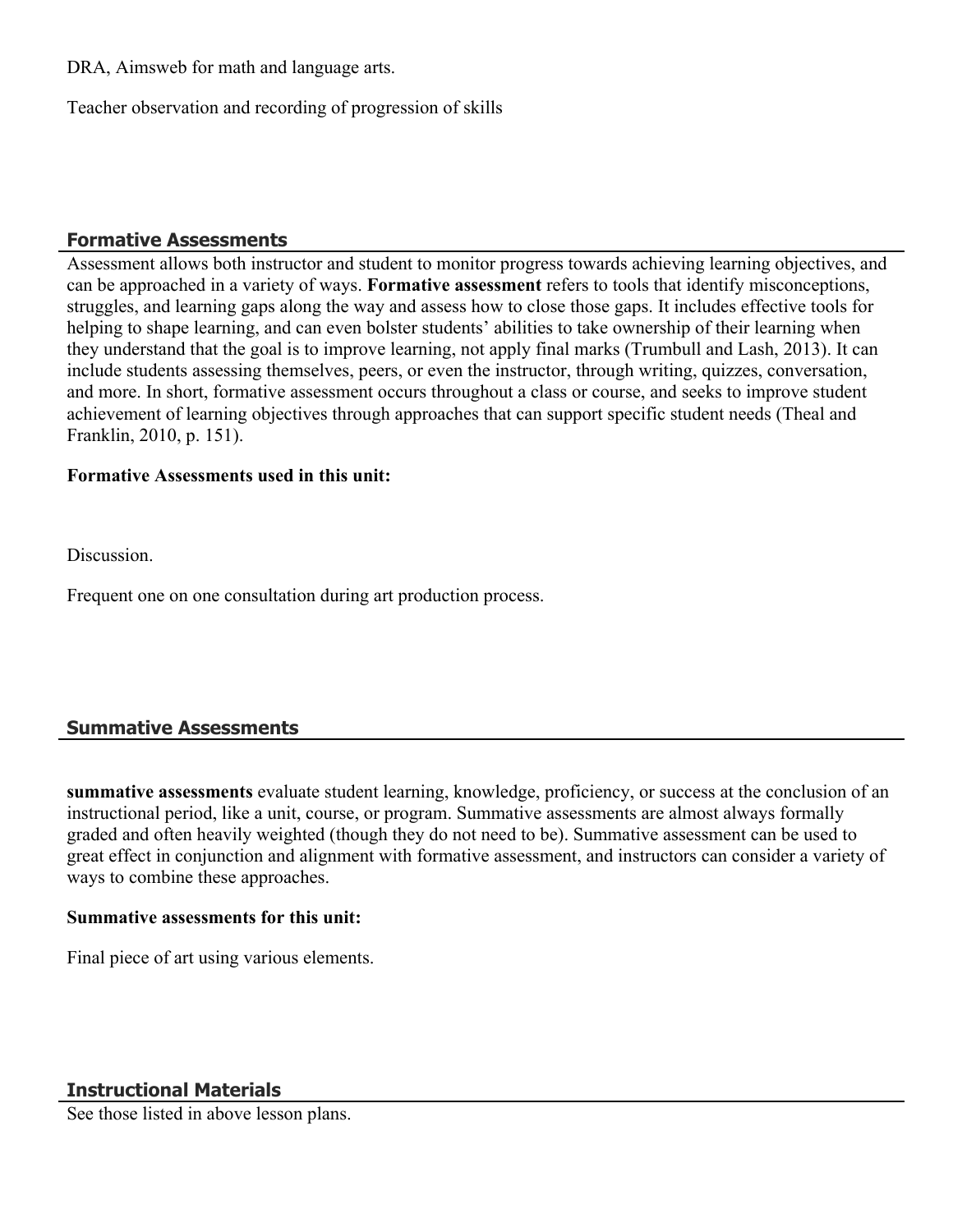DRA, Aimsweb for math and language arts.

Teacher observation and recording of progression of skills

## Formative Assessments

Assessment allows both instructor and student to monitor progress towards achieving learning objectives, and can be approached in a variety of ways. **Formative assessment** refers to tools that identify misconceptions, struggles, and learning gaps along the way and assess how to close those gaps. It includes effective tools for helping to shape learning, and can even bolster students' abilities to take ownership of their learning when they understand that the goal is to improve learning, not apply final marks (Trumbull and Lash, 2013). It can include students assessing themselves, peers, or even the instructor, through writing, quizzes, conversation, and more. In short, formative assessment occurs throughout a class or course, and seeks to improve student achievement of learning objectives through approaches that can support specific student needs (Theal and Franklin, 2010, p. 151).

**Formative Assessments used in this unit:**

Discussion.

Frequent one on one consultation during art production process.

## Summative Assessments

**summative assessments** evaluate student learning, knowledge, proficiency, or success at the conclusion of an instructional period, like a unit, course, or program. Summative assessments are almost always formally graded and often heavily weighted (though they do not need to be). Summative assessment can be used to great effect in conjunction and alignment with formative assessment, and instructors can consider a variety of ways to combine these approaches.

**Summative assessments for this unit:**

Final piece of art using various elements.

## Instructional Materials

See those listed in above lesson plans.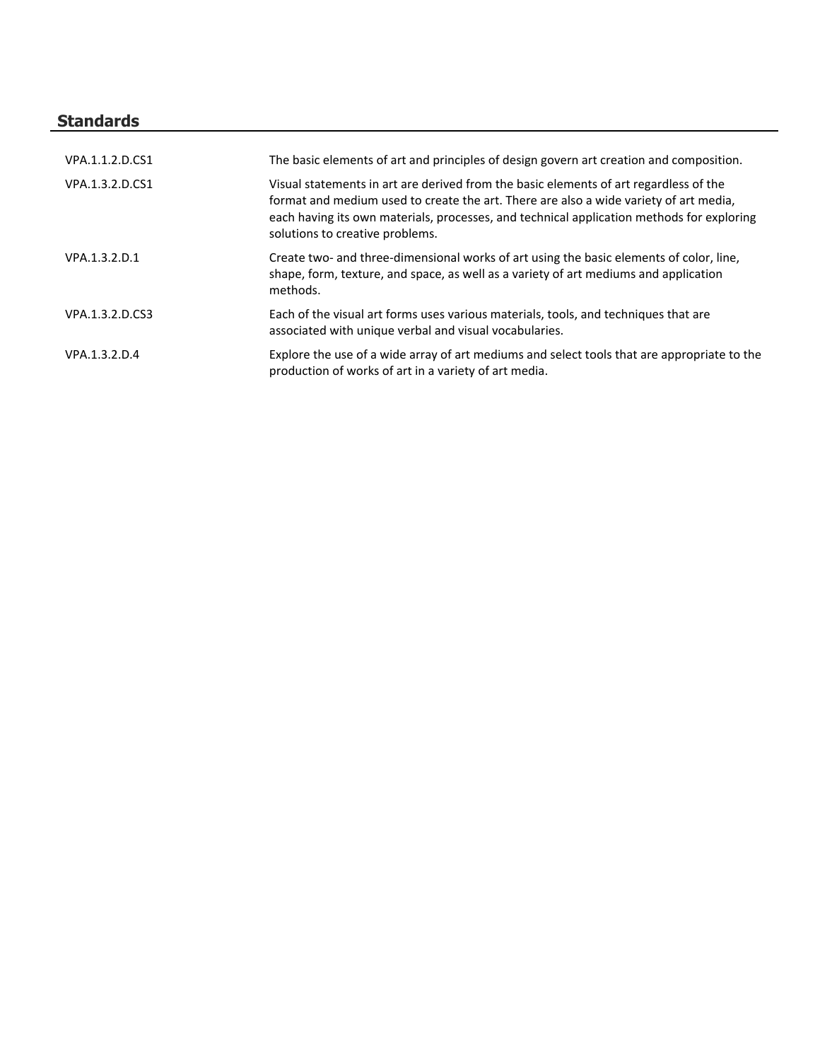## Standards

| | |
|---|---|
| VPA.1.1.2.D.CS1 | The basic elements of art and principles of design govern art creation and composition. |
| VPA.1.3.2.D.CS1 | Visual statements in art are derived from the basic elements of art regardless of the format and medium used to create the art. There are also a wide variety of art media, each having its own materials, processes, and technical application methods for exploring solutions to creative problems. |
| VPA.1.3.2.D.1 | Create two- and three-dimensional works of art using the basic elements of color, line, shape, form, texture, and space, as well as a variety of art mediums and application methods. |
| VPA.1.3.2.D.CS3 | Each of the visual art forms uses various materials, tools, and techniques that are associated with unique verbal and visual vocabularies. |
| VPA.1.3.2.D.4 | Explore the use of a wide array of art mediums and select tools that are appropriate to the production of works of art in a variety of art media. |